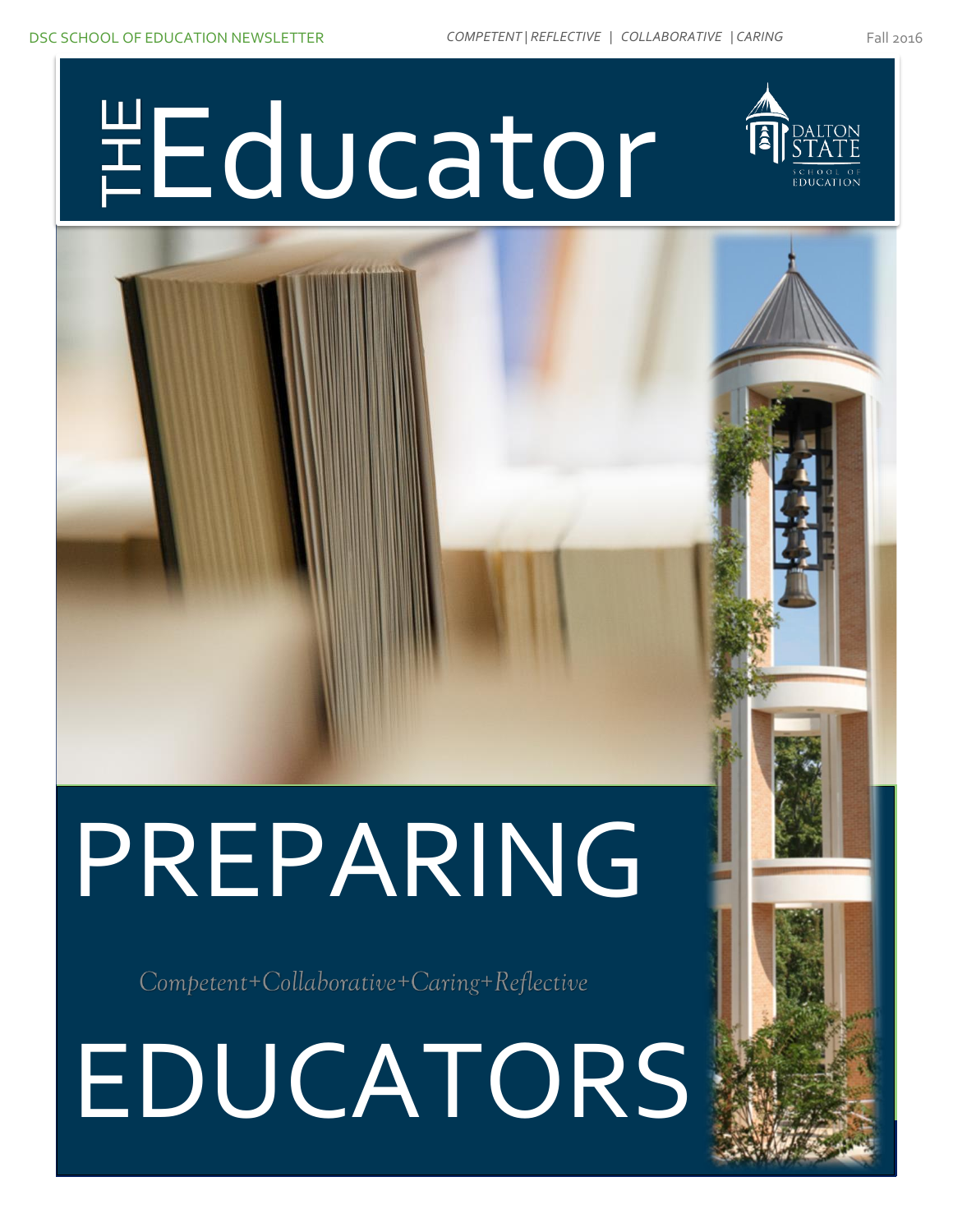DSC SCHOOL OF EDUCATION NEWSLETTER

*COMPETENT | REFLECTIVE | COLLABORATIVE | CARING*

Fall 2016

# THE Educator

DALTON STATE SCHOOL OF EDUCATION

# PREPARING

*Competent+Collaborative+Caring+Reflective*

# EDUCATORS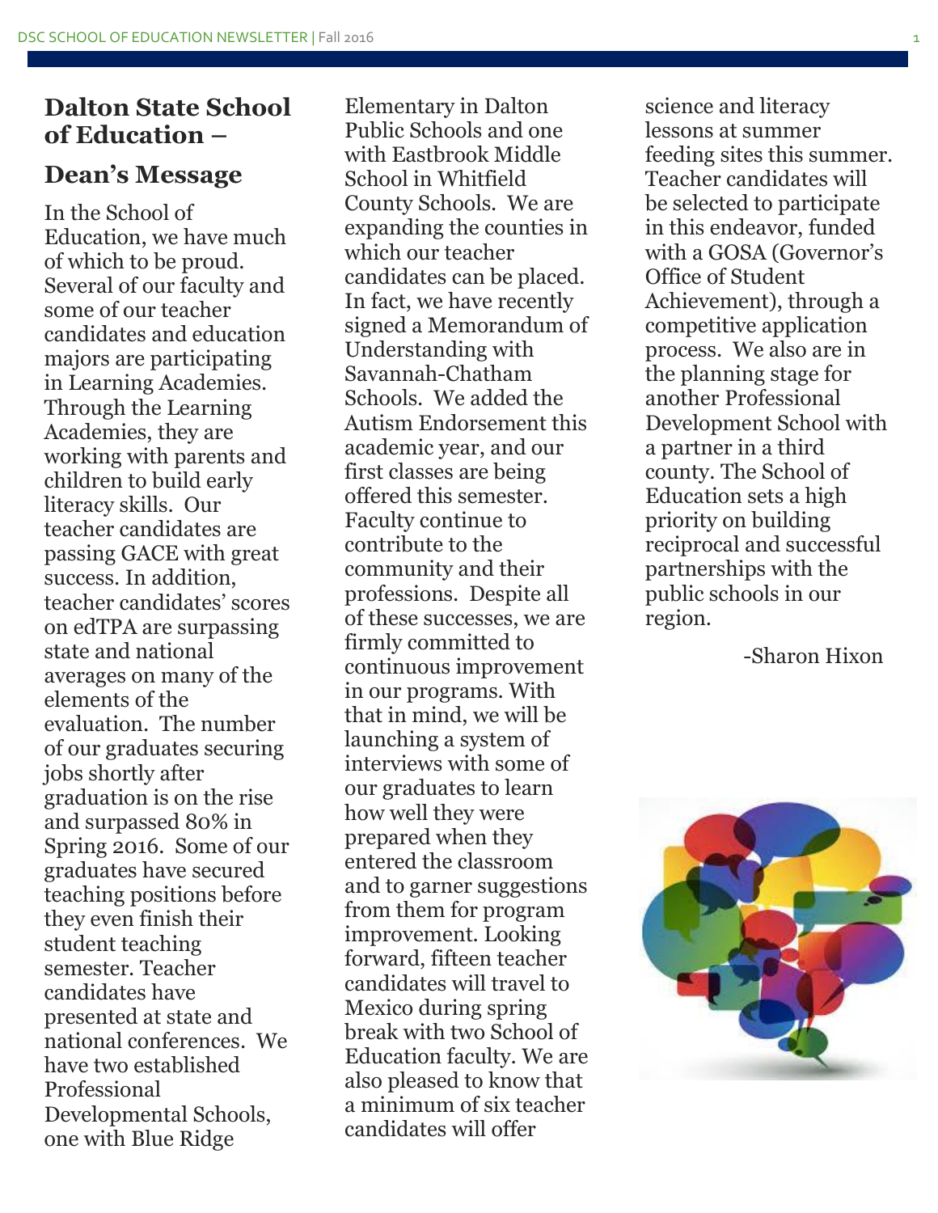# Dalton State School of Education –

## Dean's Message

In the School of Education, we have much of which to be proud. Several of our faculty and some of our teacher candidates and education majors are participating in Learning Academies. Through the Learning Academies, they are working with parents and children to build early literacy skills. Our teacher candidates are passing GACE with great success. In addition, teacher candidates' scores on edTPA are surpassing state and national averages on many of the elements of the evaluation. The number of our graduates securing jobs shortly after graduation is on the rise and surpassed 80% in Spring 2016. Some of our graduates have secured teaching positions before they even finish their student teaching semester. Teacher candidates have presented at state and national conferences. We have two established Professional Developmental Schools, one with Blue Ridge Elementary in Dalton Public Schools and one with Eastbrook Middle School in Whitfield County Schools. We are expanding the counties in which our teacher candidates can be placed. In fact, we have recently signed a Memorandum of Understanding with Savannah-Chatham Schools. We added the Autism Endorsement this academic year, and our first classes are being offered this semester. Faculty continue to contribute to the community and their professions. Despite all of these successes, we are firmly committed to continuous improvement in our programs. With that in mind, we will be launching a system of interviews with some of our graduates to learn how well they were prepared when they entered the classroom and to garner suggestions from them for program improvement. Looking forward, fifteen teacher candidates will travel to Mexico during spring break with two School of Education faculty. We are also pleased to know that a minimum of six teacher candidates will offer science and literacy lessons at summer feeding sites this summer. Teacher candidates will be selected to participate in this endeavor, funded with a GOSA (Governor's Office of Student Achievement), through a competitive application process. We also are in the planning stage for another Professional Development School with a partner in a third county. The School of Education sets a high priority on building reciprocal and successful partnerships with the public schools in our region.

-Sharon Hixon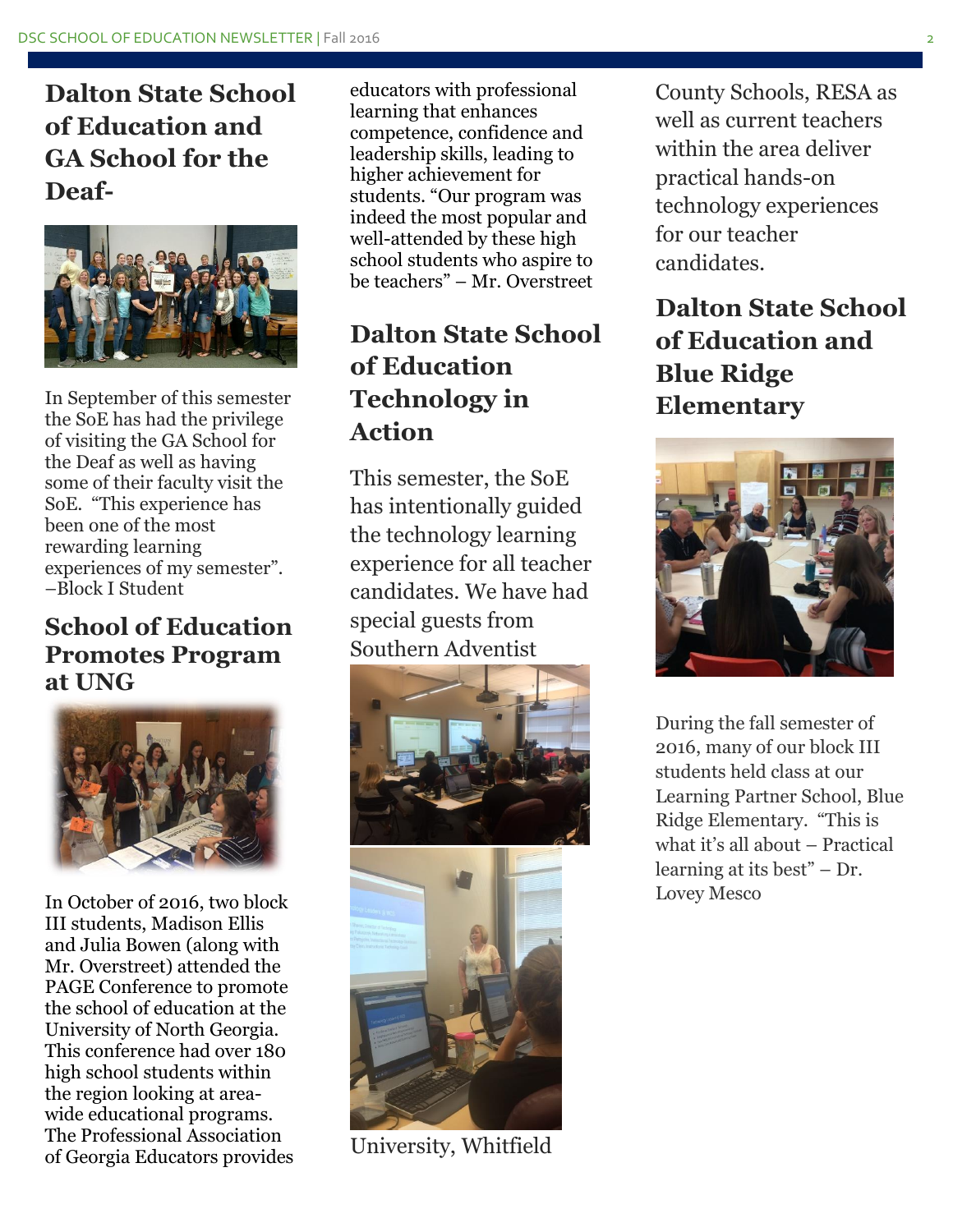## Dalton State School of Education and GA School for the Deaf-

In September of this semester the SoE has had the privilege of visiting the GA School for the Deaf as well as having some of their faculty visit the SoE. "This experience has been one of the most rewarding learning experiences of my semester". –Block I Student

## School of Education Promotes Program at UNG

In October of 2016, two block III students, Madison Ellis and Julia Bowen (along with Mr. Overstreet) attended the PAGE Conference to promote the school of education at the University of North Georgia. This conference had over 180 high school students within the region looking at area-wide educational programs. The Professional Association of Georgia Educators provides educators with professional learning that enhances competence, confidence and leadership skills, leading to higher achievement for students. "Our program was indeed the most popular and well-attended by these high school students who aspire to be teachers" – Mr. Overstreet

## Dalton State School of Education Technology in Action

This semester, the SoE has intentionally guided the technology learning experience for all teacher candidates. We have had special guests from Southern Adventist University, Whitfield County Schools, RESA as well as current teachers within the area deliver practical hands-on technology experiences for our teacher candidates.

## Dalton State School of Education and Blue Ridge Elementary

During the fall semester of 2016, many of our block III students held class at our Learning Partner School, Blue Ridge Elementary. "This is what it's all about – Practical learning at its best" – Dr. Lovey Mesco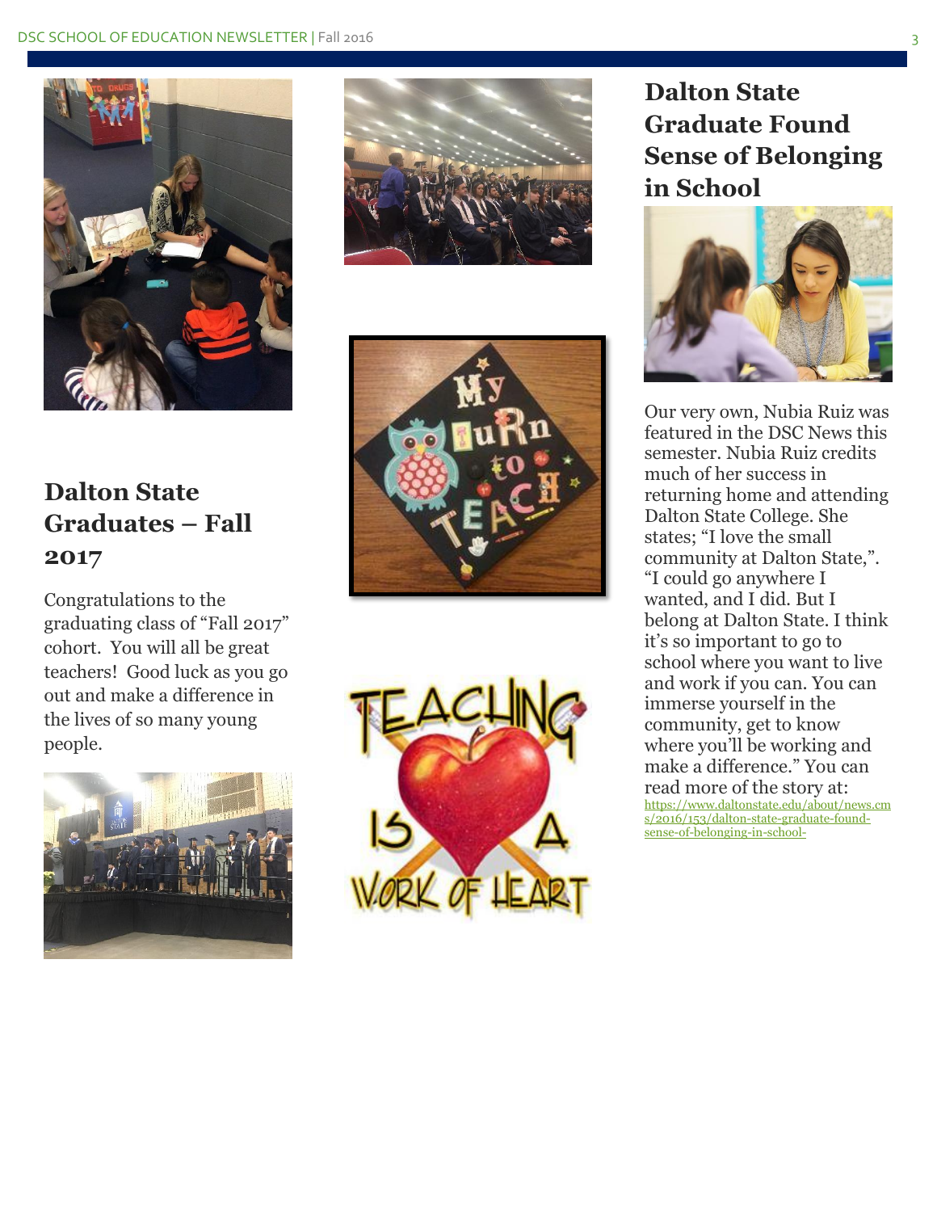## Dalton State Graduates – Fall 2017

Congratulations to the graduating class of "Fall 2017" cohort. You will all be great teachers! Good luck as you go out and make a difference in the lives of so many young people.

## Dalton State Graduate Found Sense of Belonging in School

Our very own, Nubia Ruiz was featured in the DSC News this semester. Nubia Ruiz credits much of her success in returning home and attending Dalton State College. She states; "I love the small community at Dalton State,". "I could go anywhere I wanted, and I did. But I belong at Dalton State. I think it's so important to go to school where you want to live and work if you can. You can immerse yourself in the community, get to know where you'll be working and make a difference." You can read more of the story at: https://www.daltonstate.edu/about/news.cms/2016/153/dalton-state-graduate-found-sense-of-belonging-in-school-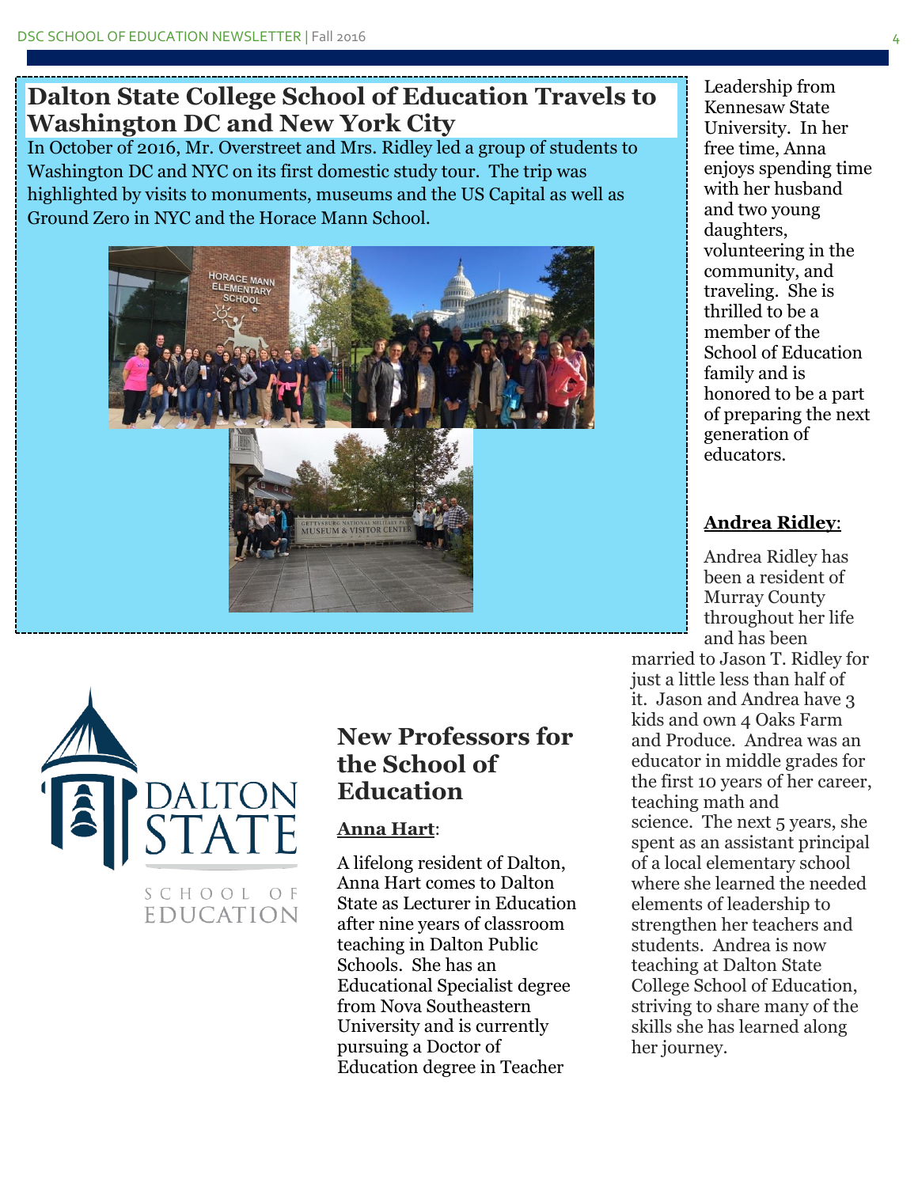## Dalton State College School of Education Travels to Washington DC and New York City

In October of 2016, Mr. Overstreet and Mrs. Ridley led a group of students to Washington DC and NYC on its first domestic study tour. The trip was highlighted by visits to monuments, museums and the US Capital as well as Ground Zero in NYC and the Horace Mann School.

## New Professors for the School of Education

**Anna Hart**:

A lifelong resident of Dalton, Anna Hart comes to Dalton State as Lecturer in Education after nine years of classroom teaching in Dalton Public Schools. She has an Educational Specialist degree from Nova Southeastern University and is currently pursuing a Doctor of Education degree in Teacher Leadership from Kennesaw State University. In her free time, Anna enjoys spending time with her husband and two young daughters, volunteering in the community, and traveling. She is thrilled to be a member of the School of Education family and is honored to be a part of preparing the next generation of educators.

**Andrea Ridley**:

Andrea Ridley has been a resident of Murray County throughout her life and has been married to Jason T. Ridley for just a little less than half of it. Jason and Andrea have 3 kids and own 4 Oaks Farm and Produce. Andrea was an educator in middle grades for the first 10 years of her career, teaching math and science. The next 5 years, she spent as an assistant principal of a local elementary school where she learned the needed elements of leadership to strengthen her teachers and students. Andrea is now teaching at Dalton State College School of Education, striving to share many of the skills she has learned along her journey.